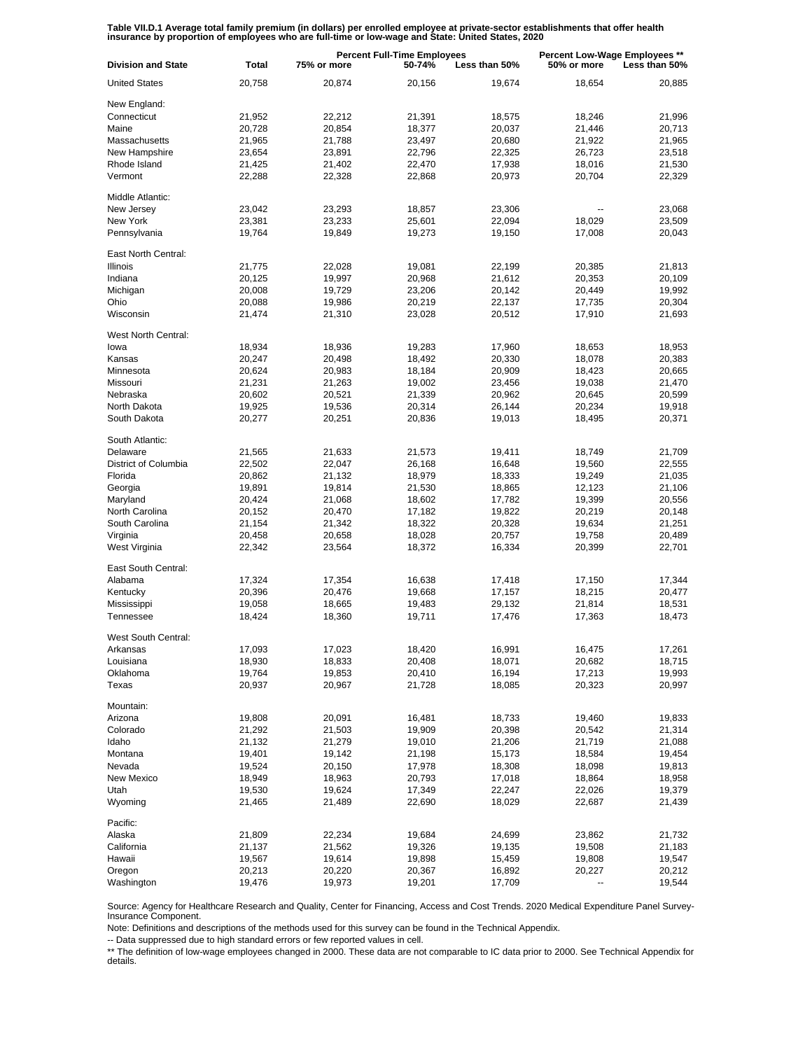**Table VII.D.1 Average total family premium (in dollars) per enrolled employee at private-sector establishments that offer health insurance by proportion of employees who are full-time or low-wage and State: United States, 2020**

| Division and State | Total | Percent Full-Time Employees | | | Percent Low-Wage Employees ** | |
|---|---|---|---|---|---|---|
| | | 75% or more | 50-74% | Less than 50% | 50% or more | Less than 50% |
| United States | 20,758 | 20,874 | 20,156 | 19,674 | 18,654 | 20,885 |
| New England: | | | | | | |
| Connecticut | 21,952 | 22,212 | 21,391 | 18,575 | 18,246 | 21,996 |
| Maine | 20,728 | 20,854 | 18,377 | 20,037 | 21,446 | 20,713 |
| Massachusetts | 21,965 | 21,788 | 23,497 | 20,680 | 21,922 | 21,965 |
| New Hampshire | 23,654 | 23,891 | 22,796 | 22,325 | 26,723 | 23,518 |
| Rhode Island | 21,425 | 21,402 | 22,470 | 17,938 | 18,016 | 21,530 |
| Vermont | 22,288 | 22,328 | 22,868 | 20,973 | 20,704 | 22,329 |
| Middle Atlantic: | | | | | | |
| New Jersey | 23,042 | 23,293 | 18,857 | 23,306 | -- | 23,068 |
| New York | 23,381 | 23,233 | 25,601 | 22,094 | 18,029 | 23,509 |
| Pennsylvania | 19,764 | 19,849 | 19,273 | 19,150 | 17,008 | 20,043 |
| East North Central: | | | | | | |
| Illinois | 21,775 | 22,028 | 19,081 | 22,199 | 20,385 | 21,813 |
| Indiana | 20,125 | 19,997 | 20,968 | 21,612 | 20,353 | 20,109 |
| Michigan | 20,008 | 19,729 | 23,206 | 20,142 | 20,449 | 19,992 |
| Ohio | 20,088 | 19,986 | 20,219 | 22,137 | 17,735 | 20,304 |
| Wisconsin | 21,474 | 21,310 | 23,028 | 20,512 | 17,910 | 21,693 |
| West North Central: | | | | | | |
| Iowa | 18,934 | 18,936 | 19,283 | 17,960 | 18,653 | 18,953 |
| Kansas | 20,247 | 20,498 | 18,492 | 20,330 | 18,078 | 20,383 |
| Minnesota | 20,624 | 20,983 | 18,184 | 20,909 | 18,423 | 20,665 |
| Missouri | 21,231 | 21,263 | 19,002 | 23,456 | 19,038 | 21,470 |
| Nebraska | 20,602 | 20,521 | 21,339 | 20,962 | 20,645 | 20,599 |
| North Dakota | 19,925 | 19,536 | 20,314 | 26,144 | 20,234 | 19,918 |
| South Dakota | 20,277 | 20,251 | 20,836 | 19,013 | 18,495 | 20,371 |
| South Atlantic: | | | | | | |
| Delaware | 21,565 | 21,633 | 21,573 | 19,411 | 18,749 | 21,709 |
| District of Columbia | 22,502 | 22,047 | 26,168 | 16,648 | 19,560 | 22,555 |
| Florida | 20,862 | 21,132 | 18,979 | 18,333 | 19,249 | 21,035 |
| Georgia | 19,891 | 19,814 | 21,530 | 18,865 | 12,123 | 21,106 |
| Maryland | 20,424 | 21,068 | 18,602 | 17,782 | 19,399 | 20,556 |
| North Carolina | 20,152 | 20,470 | 17,182 | 19,822 | 20,219 | 20,148 |
| South Carolina | 21,154 | 21,342 | 18,322 | 20,328 | 19,634 | 21,251 |
| Virginia | 20,458 | 20,658 | 18,028 | 20,757 | 19,758 | 20,489 |
| West Virginia | 22,342 | 23,564 | 18,372 | 16,334 | 20,399 | 22,701 |
| East South Central: | | | | | | |
| Alabama | 17,324 | 17,354 | 16,638 | 17,418 | 17,150 | 17,344 |
| Kentucky | 20,396 | 20,476 | 19,668 | 17,157 | 18,215 | 20,477 |
| Mississippi | 19,058 | 18,665 | 19,483 | 29,132 | 21,814 | 18,531 |
| Tennessee | 18,424 | 18,360 | 19,711 | 17,476 | 17,363 | 18,473 |
| West South Central: | | | | | | |
| Arkansas | 17,093 | 17,023 | 18,420 | 16,991 | 16,475 | 17,261 |
| Louisiana | 18,930 | 18,833 | 20,408 | 18,071 | 20,682 | 18,715 |
| Oklahoma | 19,764 | 19,853 | 20,410 | 16,194 | 17,213 | 19,993 |
| Texas | 20,937 | 20,967 | 21,728 | 18,085 | 20,323 | 20,997 |
| Mountain: | | | | | | |
| Arizona | 19,808 | 20,091 | 16,481 | 18,733 | 19,460 | 19,833 |
| Colorado | 21,292 | 21,503 | 19,909 | 20,398 | 20,542 | 21,314 |
| Idaho | 21,132 | 21,279 | 19,010 | 21,206 | 21,719 | 21,088 |
| Montana | 19,401 | 19,142 | 21,198 | 15,173 | 18,584 | 19,454 |
| Nevada | 19,524 | 20,150 | 17,978 | 18,308 | 18,098 | 19,813 |
| New Mexico | 18,949 | 18,963 | 20,793 | 17,018 | 18,864 | 18,958 |
| Utah | 19,530 | 19,624 | 17,349 | 22,247 | 22,026 | 19,379 |
| Wyoming | 21,465 | 21,489 | 22,690 | 18,029 | 22,687 | 21,439 |
| Pacific: | | | | | | |
| Alaska | 21,809 | 22,234 | 19,684 | 24,699 | 23,862 | 21,732 |
| California | 21,137 | 21,562 | 19,326 | 19,135 | 19,508 | 21,183 |
| Hawaii | 19,567 | 19,614 | 19,898 | 15,459 | 19,808 | 19,547 |
| Oregon | 20,213 | 20,220 | 20,367 | 16,892 | 20,227 | 20,212 |
| Washington | 19,476 | 19,973 | 19,201 | 17,709 | -- | 19,544 |

Source: Agency for Healthcare Research and Quality, Center for Financing, Access and Cost Trends. 2020 Medical Expenditure Panel Survey-Insurance Component.

Note: Definitions and descriptions of the methods used for this survey can be found in the Technical Appendix.

-- Data suppressed due to high standard errors or few reported values in cell.

** The definition of low-wage employees changed in 2000. These data are not comparable to IC data prior to 2000. See Technical Appendix for details.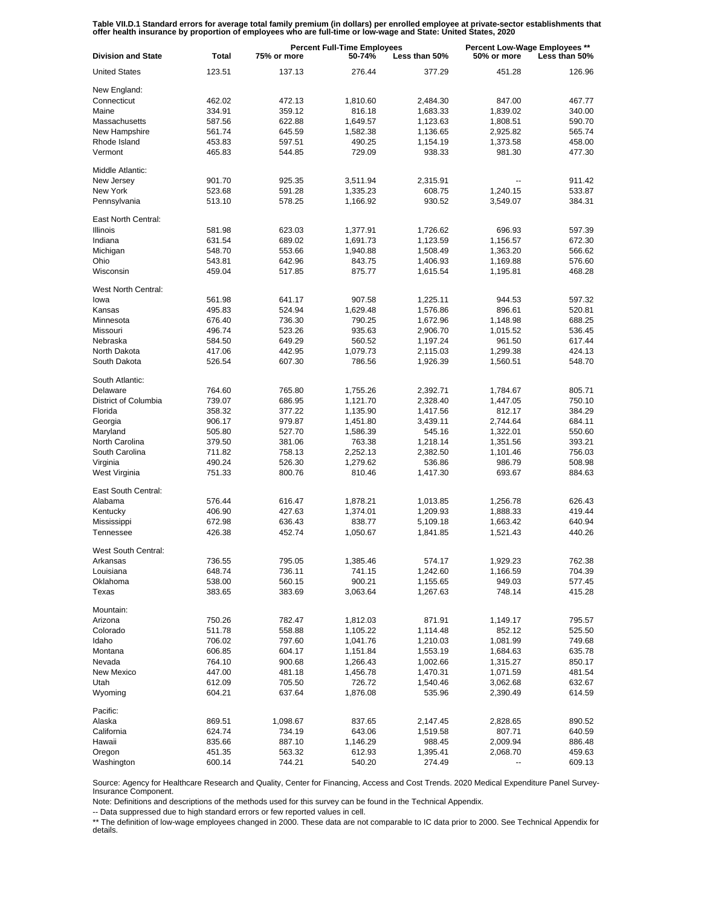**Table VII.D.1 Standard errors for average total family premium (in dollars) per enrolled employee at private-sector establishments that offer health insurance by proportion of employees who are full-time or low-wage and State: United States, 2020**

| Division and State | Total | Percent Full-Time Employees | | | Percent Low-Wage Employees ** | |
|---|---|---|---|---|---|---|
| | | 75% or more | 50-74% | Less than 50% | 50% or more | Less than 50% |
| United States | 123.51 | 137.13 | 276.44 | 377.29 | 451.28 | 126.96 |
| New England: | | | | | | |
| Connecticut | 462.02 | 472.13 | 1,810.60 | 2,484.30 | 847.00 | 467.77 |
| Maine | 334.91 | 359.12 | 816.18 | 1,683.33 | 1,839.02 | 340.00 |
| Massachusetts | 587.56 | 622.88 | 1,649.57 | 1,123.63 | 1,808.51 | 590.70 |
| New Hampshire | 561.74 | 645.59 | 1,582.38 | 1,136.65 | 2,925.82 | 565.74 |
| Rhode Island | 453.83 | 597.51 | 490.25 | 1,154.19 | 1,373.58 | 458.00 |
| Vermont | 465.83 | 544.85 | 729.09 | 938.33 | 981.30 | 477.30 |
| Middle Atlantic: | | | | | | |
| New Jersey | 901.70 | 925.35 | 3,511.94 | 2,315.91 | -- | 911.42 |
| New York | 523.68 | 591.28 | 1,335.23 | 608.75 | 1,240.15 | 533.87 |
| Pennsylvania | 513.10 | 578.25 | 1,166.92 | 930.52 | 3,549.07 | 384.31 |
| East North Central: | | | | | | |
| Illinois | 581.98 | 623.03 | 1,377.91 | 1,726.62 | 696.93 | 597.39 |
| Indiana | 631.54 | 689.02 | 1,691.73 | 1,123.59 | 1,156.57 | 672.30 |
| Michigan | 548.70 | 553.66 | 1,940.88 | 1,508.49 | 1,363.20 | 566.62 |
| Ohio | 543.81 | 642.96 | 843.75 | 1,406.93 | 1,169.88 | 576.60 |
| Wisconsin | 459.04 | 517.85 | 875.77 | 1,615.54 | 1,195.81 | 468.28 |
| West North Central: | | | | | | |
| Iowa | 561.98 | 641.17 | 907.58 | 1,225.11 | 944.53 | 597.32 |
| Kansas | 495.83 | 524.94 | 1,629.48 | 1,576.86 | 896.61 | 520.81 |
| Minnesota | 676.40 | 736.30 | 790.25 | 1,672.96 | 1,148.98 | 688.25 |
| Missouri | 496.74 | 523.26 | 935.63 | 2,906.70 | 1,015.52 | 536.45 |
| Nebraska | 584.50 | 649.29 | 560.52 | 1,197.24 | 961.50 | 617.44 |
| North Dakota | 417.06 | 442.95 | 1,079.73 | 2,115.03 | 1,299.38 | 424.13 |
| South Dakota | 526.54 | 607.30 | 786.56 | 1,926.39 | 1,560.51 | 548.70 |
| South Atlantic: | | | | | | |
| Delaware | 764.60 | 765.80 | 1,755.26 | 2,392.71 | 1,784.67 | 805.71 |
| District of Columbia | 739.07 | 686.95 | 1,121.70 | 2,328.40 | 1,447.05 | 750.10 |
| Florida | 358.32 | 377.22 | 1,135.90 | 1,417.56 | 812.17 | 384.29 |
| Georgia | 906.17 | 979.87 | 1,451.80 | 3,439.11 | 2,744.64 | 684.11 |
| Maryland | 505.80 | 527.70 | 1,586.39 | 545.16 | 1,322.01 | 550.60 |
| North Carolina | 379.50 | 381.06 | 763.38 | 1,218.14 | 1,351.56 | 393.21 |
| South Carolina | 711.82 | 758.13 | 2,252.13 | 2,382.50 | 1,101.46 | 756.03 |
| Virginia | 490.24 | 526.30 | 1,279.62 | 536.86 | 986.79 | 508.98 |
| West Virginia | 751.33 | 800.76 | 810.46 | 1,417.30 | 693.67 | 884.63 |
| East South Central: | | | | | | |
| Alabama | 576.44 | 616.47 | 1,878.21 | 1,013.85 | 1,256.78 | 626.43 |
| Kentucky | 406.90 | 427.63 | 1,374.01 | 1,209.93 | 1,888.33 | 419.44 |
| Mississippi | 672.98 | 636.43 | 838.77 | 5,109.18 | 1,663.42 | 640.94 |
| Tennessee | 426.38 | 452.74 | 1,050.67 | 1,841.85 | 1,521.43 | 440.26 |
| West South Central: | | | | | | |
| Arkansas | 736.55 | 795.05 | 1,385.46 | 574.17 | 1,929.23 | 762.38 |
| Louisiana | 648.74 | 736.11 | 741.15 | 1,242.60 | 1,166.59 | 704.39 |
| Oklahoma | 538.00 | 560.15 | 900.21 | 1,155.65 | 949.03 | 577.45 |
| Texas | 383.65 | 383.69 | 3,063.64 | 1,267.63 | 748.14 | 415.28 |
| Mountain: | | | | | | |
| Arizona | 750.26 | 782.47 | 1,812.03 | 871.91 | 1,149.17 | 795.57 |
| Colorado | 511.78 | 558.88 | 1,105.22 | 1,114.48 | 852.12 | 525.50 |
| Idaho | 706.02 | 797.60 | 1,041.76 | 1,210.03 | 1,081.99 | 749.68 |
| Montana | 606.85 | 604.17 | 1,151.84 | 1,553.19 | 1,684.63 | 635.78 |
| Nevada | 764.10 | 900.68 | 1,266.43 | 1,002.66 | 1,315.27 | 850.17 |
| New Mexico | 447.00 | 481.18 | 1,456.78 | 1,470.31 | 1,071.59 | 481.54 |
| Utah | 612.09 | 705.50 | 726.72 | 1,540.46 | 3,062.68 | 632.67 |
| Wyoming | 604.21 | 637.64 | 1,876.08 | 535.96 | 2,390.49 | 614.59 |
| Pacific: | | | | | | |
| Alaska | 869.51 | 1,098.67 | 837.65 | 2,147.45 | 2,828.65 | 890.52 |
| California | 624.74 | 734.19 | 643.06 | 1,519.58 | 807.71 | 640.59 |
| Hawaii | 835.66 | 887.10 | 1,146.29 | 988.45 | 2,009.94 | 886.48 |
| Oregon | 451.35 | 563.32 | 612.93 | 1,395.41 | 2,068.70 | 459.63 |
| Washington | 600.14 | 744.21 | 540.20 | 274.49 | -- | 609.13 |

Source: Agency for Healthcare Research and Quality, Center for Financing, Access and Cost Trends. 2020 Medical Expenditure Panel Survey-Insurance Component.

Note: Definitions and descriptions of the methods used for this survey can be found in the Technical Appendix.

-- Data suppressed due to high standard errors or few reported values in cell.

** The definition of low-wage employees changed in 2000. These data are not comparable to IC data prior to 2000. See Technical Appendix for details.